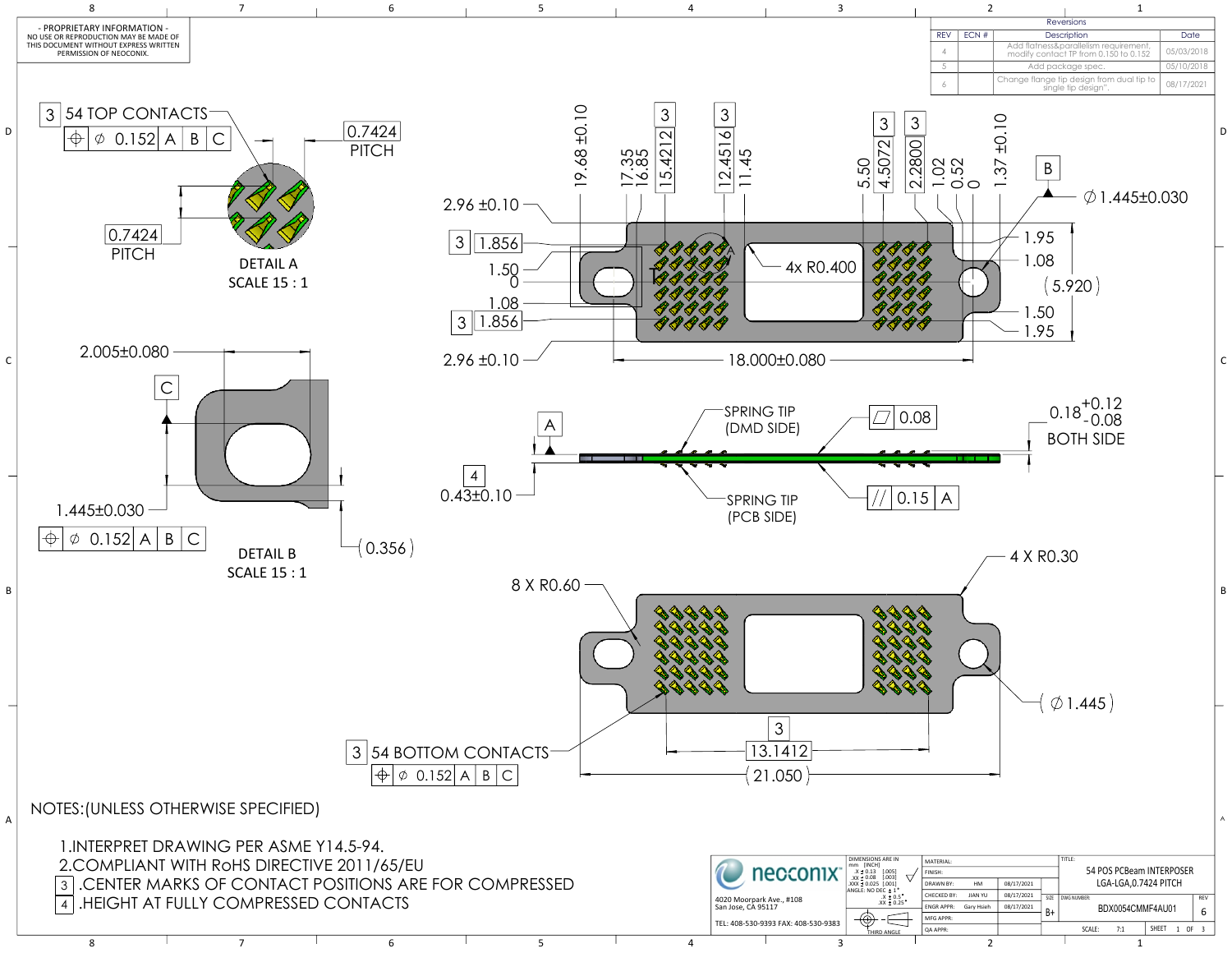- PROPRIETARY INFORMATION -
NO USE OR REPRODUCTION MAY BE MADE OF THIS DOCUMENT WITHOUT EXPRESS WRITTEN PERMISSION OF NEOCONIX.

| Reversions | | | |
|---|---|---|---|
| REV | ECN # | Description | Date |
| 4 | | Add flatness&parallelism requirement, modify contact TP from 0.150 to 0.152 | 05/03/2018 |
| 5 | | Add package spec. | 05/10/2018 |
| 6 | | Change flange tip design from dual tip to single tip design". | 08/17/2021 |

3 54 TOP CONTACTS
⌖ ∅ 0.152 A B C

0.7424 PITCH

0.7424 PITCH

DETAIL A
SCALE 15 : 1

2.005±0.080

C

1.445±0.030
⌖ ∅ 0.152 A B C

(0.356)

DETAIL B
SCALE 15 : 1

19.68 ±0.10
17.35
16.85
3 15.4212
3 12.4516
11.45
5.50
3 4.5072
3 2.2800
1.02
0.52
0
1.37 ±0.10

B

∅1.445±0.030

2.96 ±0.10
3 1.856
1.50
0
1.08
3 1.856
2.96 ±0.10

4x R0.400

1.95
1.08
(5.920)
1.50
1.95

18.000±0.080

A

SPRING TIP (DMD SIDE)

▱ 0.08

$0.18^{+0.12}_{-0.08}$ BOTH SIDE

4
0.43±0.10

SPRING TIP (PCB SIDE)

// 0.15 A

8 X R0.60

4 X R0.30

(∅1.445)

3 54 BOTTOM CONTACTS
⌖ ∅ 0.152 A B C

3 13.1412

(21.050)

NOTES:(UNLESS OTHERWISE SPECIFIED)

1.INTERPRET DRAWING PER ASME Y14.5-94.
2.COMPLIANT WITH RoHS DIRECTIVE 2011/65/EU
3 .CENTER MARKS OF CONTACT POSITIONS ARE FOR COMPRESSED
4 .HEIGHT AT FULLY COMPRESSED CONTACTS

neoconix
4020 Moorpark Ave., #108
San Jose, CA 95117
TEL: 408-530-9393 FAX: 408-530-9383

DIMENSIONS ARE IN mm [INCH]
.X ± 0.13 [.005]
.XX ± 0.08 [.003]
.XXX ± 0.025 [.001]
ANGLE: NO DEC ± 1°
.X ± 0.5°
.XX ± 0.25°

THIRD ANGLE

| | | |
|---|---|---|
| MATERIAL: | | |
| FINISH: | | |
| DRAWN BY: | HM | 08/17/2021 |
| CHECKED BY: | JIAN YU | 08/17/2021 |
| ENGR APPR: | Gary Hsieh | 08/17/2021 |
| MFG APPR: | | |
| QA APPR: | | |

TITLE: 54 POS PCBeam INTERPOSER LGA-LGA,0.7424 PITCH

SIZE: B+
DWG NUMBER: BDX0054CMMF4AU01
REV: 6
SCALE: 7:1
SHEET 1 OF 3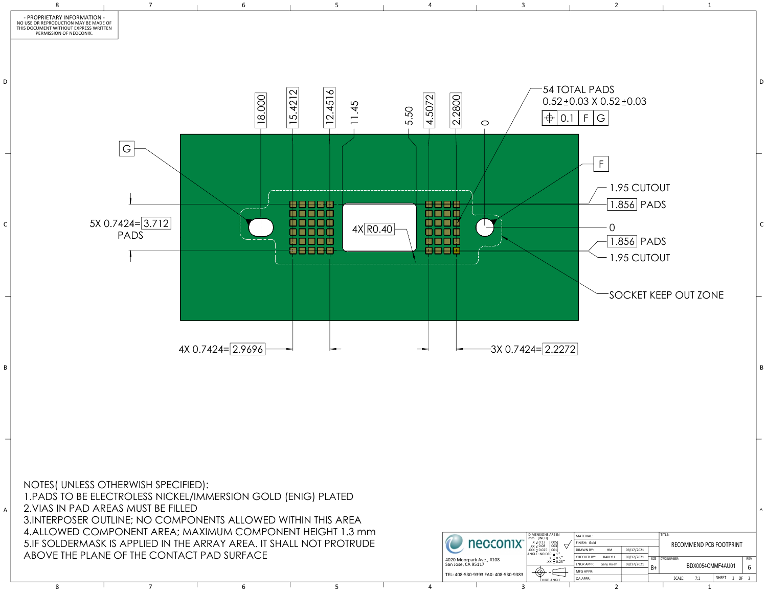- PROPRIETARY INFORMATION -
NO USE OR REPRODUCTION MAY BE MADE OF THIS DOCUMENT WITHOUT EXPRESS WRITTEN PERMISSION OF NEOCONIX.

18.000 | 15.4212 | 12.4516 | 11.45 | 5.50 | 4.5072 | 2.2800 | 0

54 TOTAL PADS
0.52±0.03 X 0.52±0.03
⌖ 0.1 | F | G

G

F

1.95 CUTOUT
1.856 PADS
0
1.856 PADS
1.95 CUTOUT

5X 0.7424= 3.712 PADS

4X R0.40

SOCKET KEEP OUT ZONE

4X 0.7424= 2.9696

3X 0.7424= 2.2272

NOTES( UNLESS OTHERWISH SPECIFIED):

1. PADS TO BE ELECTROLESS NICKEL/IMMERSION GOLD (ENIG) PLATED
2. VIAS IN PAD AREAS MUST BE FILLED
3. INTERPOSER OUTLINE; NO COMPONENTS ALLOWED WITHIN THIS AREA
4. ALLOWED COMPONENT AREA; MAXIMUM COMPONENT HEIGHT 1.3 mm
5. IF SOLDERMASK IS APPLIED IN THE ARRAY AREA. IT SHALL NOT PROTRUDE ABOVE THE PLANE OF THE CONTACT PAD SURFACE

neoconix
4020 Moorpark Ave., #108
San Jose, CA 95117
TEL: 408-530-9393 FAX: 408-530-9383

DIMENSIONS ARE IN mm [INCH]
.X ± 0.13 [.005]
.XX ± 0.08 [.003]
.XXX ± 0.025 [.001]
ANGLE: NO DEC ± 1°
.X ± 0.5°
.XX ± 0.25°
THIRD ANGLE

| MATERIAL: | | |
|---|---|---|
| FINISH: Gold | | |
| DRAWN BY: | HM | 08/17/2021 |
| CHECKED BY: | JIAN YU | 08/17/2021 |
| ENGR APPR: | Gary Hsieh | 08/17/2021 |
| MFG APPR: | | |
| QA APPR: | | |

TITLE: RECOMMEND PCB FOOTPRINT

SIZE: B+ | DWG NUMBER: BDX0054CMMF4AU01 | REV: 6

SCALE: 7:1 | SHEET 2 OF 3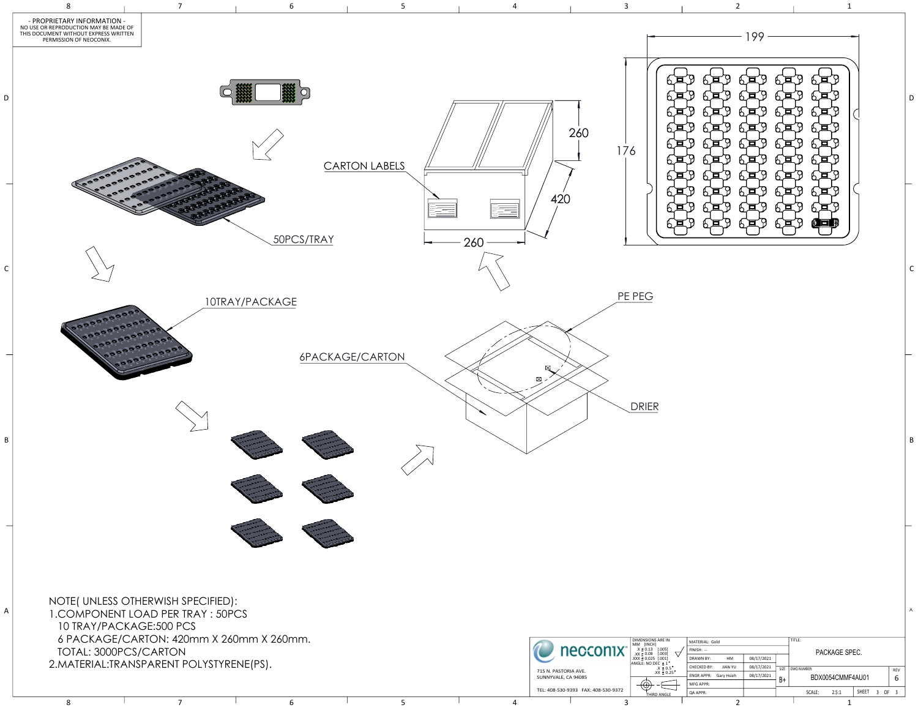- PROPRIETARY INFORMATION -
NO USE OR REPRODUCTION MAY BE MADE OF THIS DOCUMENT WITHOUT EXPRESS WRITTEN PERMISSION OF NEOCONIX.

50PCS/TRAY

10TRAY/PACKAGE

6PACKAGE/CARTON

CARTON LABELS

260

420

260

PE PEG

DRIER

199

176

NOTE( UNLESS OTHERWISH SPECIFIED):

1.COMPONENT LOAD PER TRAY : 50PCS
10 TRAY/PACKAGE:500 PCS
6 PACKAGE/CARTON: 420mm X 260mm X 260mm.
TOTAL: 3000PCS/CARTON

2.MATERIAL:TRANSPARENT POLYSTYRENE(PS).

| | | | | | |
|---|---|---|---|---|---|
| neoconix | DIMENSIONS ARE IN MM [INCH] .X ± 0.13 [.005] .XX ± 0.08 [.003] .XXX ± 0.025 [.001] ANGLE: NO DEC ± 1° .X ± 0.5° .XX ± 0.25° | MATERIAL: Gold | | TITLE: PACKAGE SPEC. | |
| 715 N. PASTORIA AVE. SUNNYVALE, CA 94085 | | FINISH: -- | | | |
| TEL: 408-530-9393 FAX: 408-530-9372 | THIRD ANGLE | DRAWN BY: HM | 08/17/2021 | SIZE: B+ | DWG NUMBER: BDX0054CMMF4AU01 REV 6 |
| | | CHECKED BY: JIAN YU | 08/17/2021 | | |
| | | ENGR APPR: Gary Hsieh | 08/17/2021 | SCALE: 2.5:1 | SHEET 3 OF 3 |
| | | MFG APPR: | | | |
| | | QA APPR: | | | |